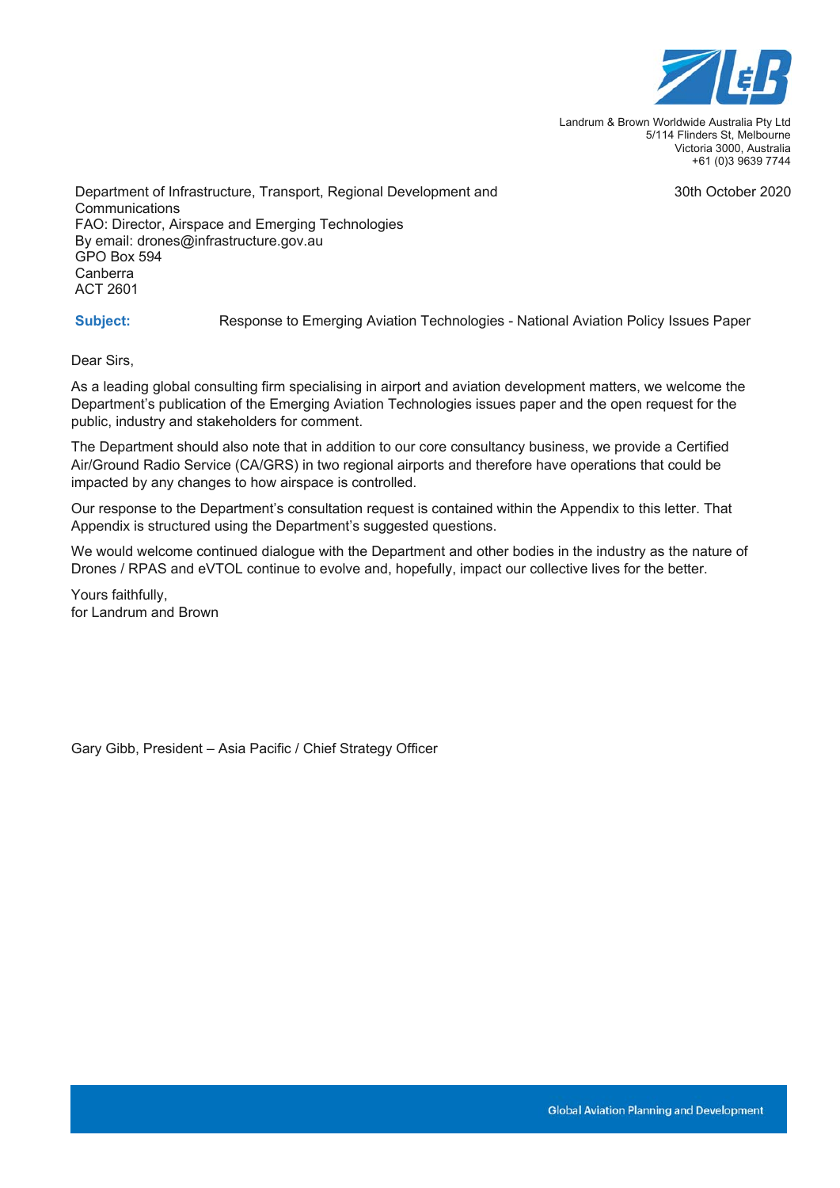Landrum & Brown Worldwide Australia Pty Ltd
5/114 Flinders St, Melbourne
Victoria 3000, Australia
+61 (0)3 9639 7744

Department of Infrastructure, Transport, Regional Development and Communications
FAO: Director, Airspace and Emerging Technologies
By email: drones@infrastructure.gov.au
GPO Box 594
Canberra
ACT 2601

30th October 2020

**Subject:** Response to Emerging Aviation Technologies - National Aviation Policy Issues Paper

Dear Sirs,

As a leading global consulting firm specialising in airport and aviation development matters, we welcome the Department's publication of the Emerging Aviation Technologies issues paper and the open request for the public, industry and stakeholders for comment.

The Department should also note that in addition to our core consultancy business, we provide a Certified Air/Ground Radio Service (CA/GRS) in two regional airports and therefore have operations that could be impacted by any changes to how airspace is controlled.

Our response to the Department's consultation request is contained within the Appendix to this letter. That Appendix is structured using the Department's suggested questions.

We would welcome continued dialogue with the Department and other bodies in the industry as the nature of Drones / RPAS and eVTOL continue to evolve and, hopefully, impact our collective lives for the better.

Yours faithfully,
for Landrum and Brown

Gary Gibb, President – Asia Pacific / Chief Strategy Officer

Global Aviation Planning and Development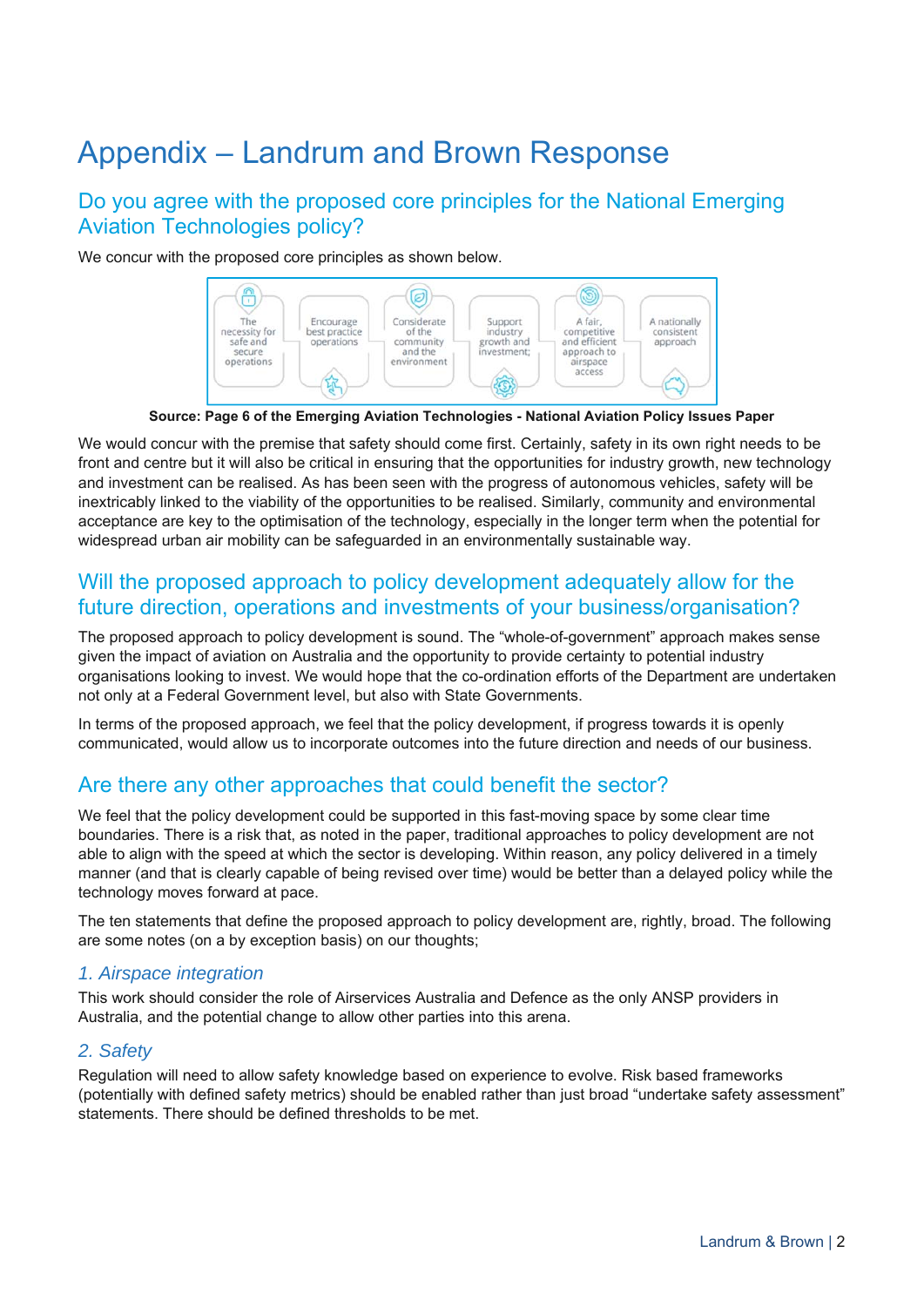# Appendix – Landrum and Brown Response

## Do you agree with the proposed core principles for the National Emerging Aviation Technologies policy?

We concur with the proposed core principles as shown below.

- The necessity for safe and secure operations
- Encourage best practice operations
- Considerate of the community and the environment
- Support industry growth and investment;
- A fair, competitive and efficient approach to airspace access
- A nationally consistent approach

**Source: Page 6 of the Emerging Aviation Technologies - National Aviation Policy Issues Paper**

We would concur with the premise that safety should come first. Certainly, safety in its own right needs to be front and centre but it will also be critical in ensuring that the opportunities for industry growth, new technology and investment can be realised. As has been seen with the progress of autonomous vehicles, safety will be inextricably linked to the viability of the opportunities to be realised. Similarly, community and environmental acceptance are key to the optimisation of the technology, especially in the longer term when the potential for widespread urban air mobility can be safeguarded in an environmentally sustainable way.

## Will the proposed approach to policy development adequately allow for the future direction, operations and investments of your business/organisation?

The proposed approach to policy development is sound. The "whole-of-government" approach makes sense given the impact of aviation on Australia and the opportunity to provide certainty to potential industry organisations looking to invest. We would hope that the co-ordination efforts of the Department are undertaken not only at a Federal Government level, but also with State Governments.

In terms of the proposed approach, we feel that the policy development, if progress towards it is openly communicated, would allow us to incorporate outcomes into the future direction and needs of our business.

## Are there any other approaches that could benefit the sector?

We feel that the policy development could be supported in this fast-moving space by some clear time boundaries. There is a risk that, as noted in the paper, traditional approaches to policy development are not able to align with the speed at which the sector is developing. Within reason, any policy delivered in a timely manner (and that is clearly capable of being revised over time) would be better than a delayed policy while the technology moves forward at pace.

The ten statements that define the proposed approach to policy development are, rightly, broad. The following are some notes (on a by exception basis) on our thoughts;

### *1. Airspace integration*

This work should consider the role of Airservices Australia and Defence as the only ANSP providers in Australia, and the potential change to allow other parties into this arena.

### *2. Safety*

Regulation will need to allow safety knowledge based on experience to evolve. Risk based frameworks (potentially with defined safety metrics) should be enabled rather than just broad "undertake safety assessment" statements. There should be defined thresholds to be met.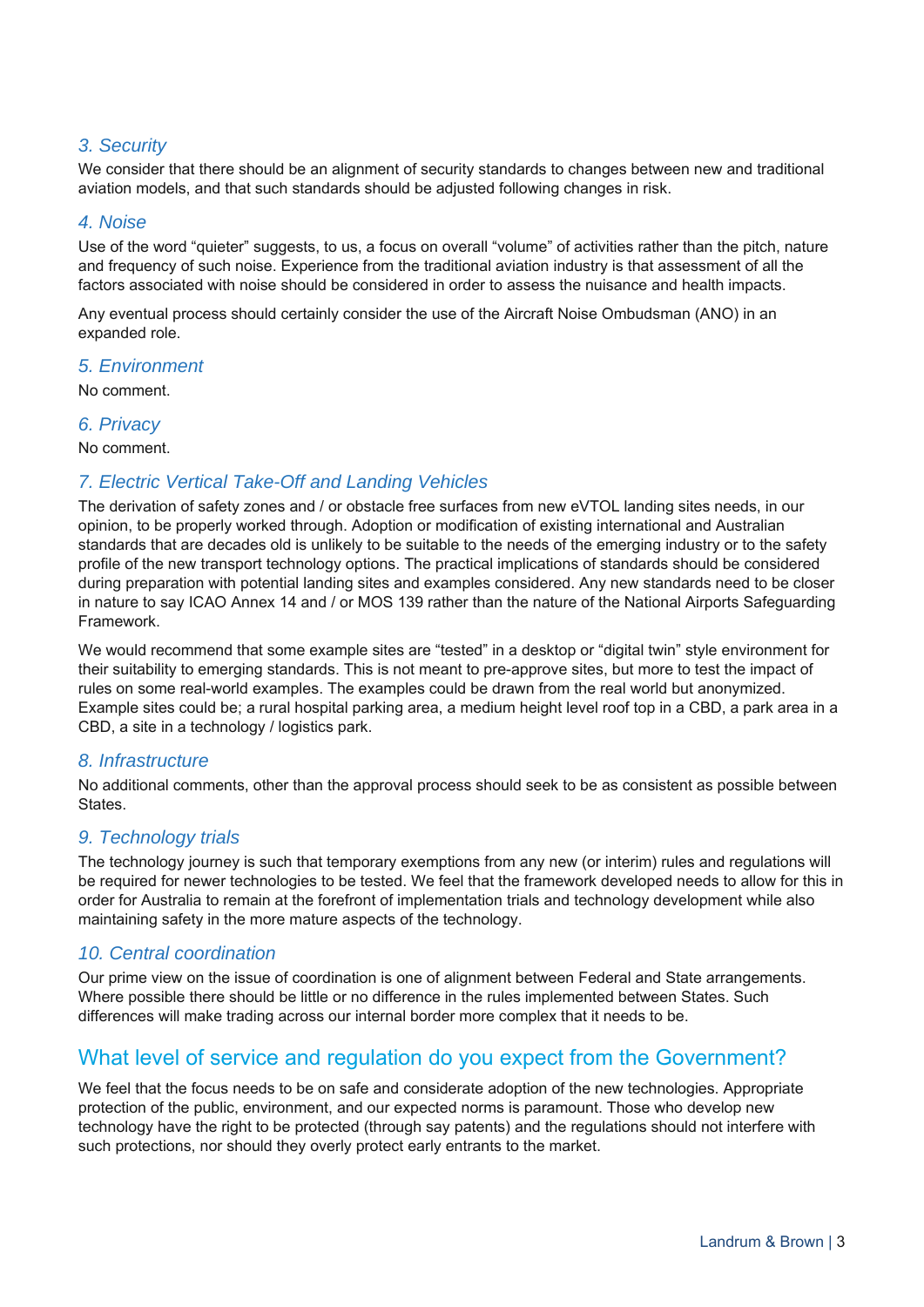### *3. Security*

We consider that there should be an alignment of security standards to changes between new and traditional aviation models, and that such standards should be adjusted following changes in risk.

### *4. Noise*

Use of the word "quieter" suggests, to us, a focus on overall "volume" of activities rather than the pitch, nature and frequency of such noise. Experience from the traditional aviation industry is that assessment of all the factors associated with noise should be considered in order to assess the nuisance and health impacts.

Any eventual process should certainly consider the use of the Aircraft Noise Ombudsman (ANO) in an expanded role.

### *5. Environment*

No comment.

### *6. Privacy*

No comment.

### *7. Electric Vertical Take-Off and Landing Vehicles*

The derivation of safety zones and / or obstacle free surfaces from new eVTOL landing sites needs, in our opinion, to be properly worked through. Adoption or modification of existing international and Australian standards that are decades old is unlikely to be suitable to the needs of the emerging industry or to the safety profile of the new transport technology options. The practical implications of standards should be considered during preparation with potential landing sites and examples considered. Any new standards need to be closer in nature to say ICAO Annex 14 and / or MOS 139 rather than the nature of the National Airports Safeguarding Framework.

We would recommend that some example sites are "tested" in a desktop or "digital twin" style environment for their suitability to emerging standards. This is not meant to pre-approve sites, but more to test the impact of rules on some real-world examples. The examples could be drawn from the real world but anonymized. Example sites could be; a rural hospital parking area, a medium height level roof top in a CBD, a park area in a CBD, a site in a technology / logistics park.

### *8. Infrastructure*

No additional comments, other than the approval process should seek to be as consistent as possible between States.

### *9. Technology trials*

The technology journey is such that temporary exemptions from any new (or interim) rules and regulations will be required for newer technologies to be tested. We feel that the framework developed needs to allow for this in order for Australia to remain at the forefront of implementation trials and technology development while also maintaining safety in the more mature aspects of the technology.

### *10. Central coordination*

Our prime view on the issue of coordination is one of alignment between Federal and State arrangements. Where possible there should be little or no difference in the rules implemented between States. Such differences will make trading across our internal border more complex that it needs to be.

## What level of service and regulation do you expect from the Government?

We feel that the focus needs to be on safe and considerate adoption of the new technologies. Appropriate protection of the public, environment, and our expected norms is paramount. Those who develop new technology have the right to be protected (through say patents) and the regulations should not interfere with such protections, nor should they overly protect early entrants to the market.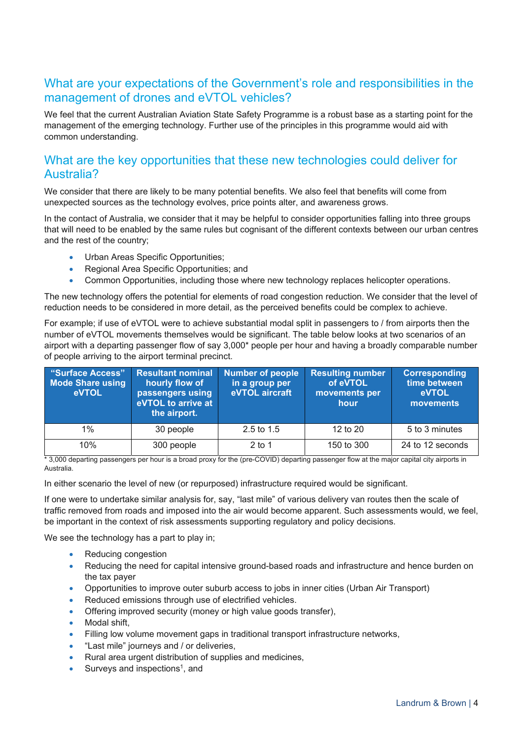## What are your expectations of the Government's role and responsibilities in the management of drones and eVTOL vehicles?

We feel that the current Australian Aviation State Safety Programme is a robust base as a starting point for the management of the emerging technology. Further use of the principles in this programme would aid with common understanding.

## What are the key opportunities that these new technologies could deliver for Australia?

We consider that there are likely to be many potential benefits. We also feel that benefits will come from unexpected sources as the technology evolves, price points alter, and awareness grows.

In the contact of Australia, we consider that it may be helpful to consider opportunities falling into three groups that will need to be enabled by the same rules but cognisant of the different contexts between our urban centres and the rest of the country;

- Urban Areas Specific Opportunities;
- Regional Area Specific Opportunities; and
- Common Opportunities, including those where new technology replaces helicopter operations.

The new technology offers the potential for elements of road congestion reduction. We consider that the level of reduction needs to be considered in more detail, as the perceived benefits could be complex to achieve.

For example; if use of eVTOL were to achieve substantial modal split in passengers to / from airports then the number of eVTOL movements themselves would be significant. The table below looks at two scenarios of an airport with a departing passenger flow of say 3,000* people per hour and having a broadly comparable number of people arriving to the airport terminal precinct.

| "Surface Access" Mode Share using eVTOL | Resultant nominal hourly flow of passengers using eVTOL to arrive at the airport. | Number of people in a group per eVTOL aircraft | Resulting number of eVTOL movements per hour | Corresponding time between eVTOL movements |
|---|---|---|---|---|
| 1% | 30 people | 2.5 to 1.5 | 12 to 20 | 5 to 3 minutes |
| 10% | 300 people | 2 to 1 | 150 to 300 | 24 to 12 seconds |

\* 3,000 departing passengers per hour is a broad proxy for the (pre-COVID) departing passenger flow at the major capital city airports in Australia.

In either scenario the level of new (or repurposed) infrastructure required would be significant.

If one were to undertake similar analysis for, say, "last mile" of various delivery van routes then the scale of traffic removed from roads and imposed into the air would become apparent. Such assessments would, we feel, be important in the context of risk assessments supporting regulatory and policy decisions.

We see the technology has a part to play in;

- Reducing congestion
- Reducing the need for capital intensive ground-based roads and infrastructure and hence burden on the tax payer
- Opportunities to improve outer suburb access to jobs in inner cities (Urban Air Transport)
- Reduced emissions through use of electrified vehicles.
- Offering improved security (money or high value goods transfer),
- Modal shift,
- Filling low volume movement gaps in traditional transport infrastructure networks,
- "Last mile" journeys and / or deliveries,
- Rural area urgent distribution of supplies and medicines,
- Surveys and inspections[1], and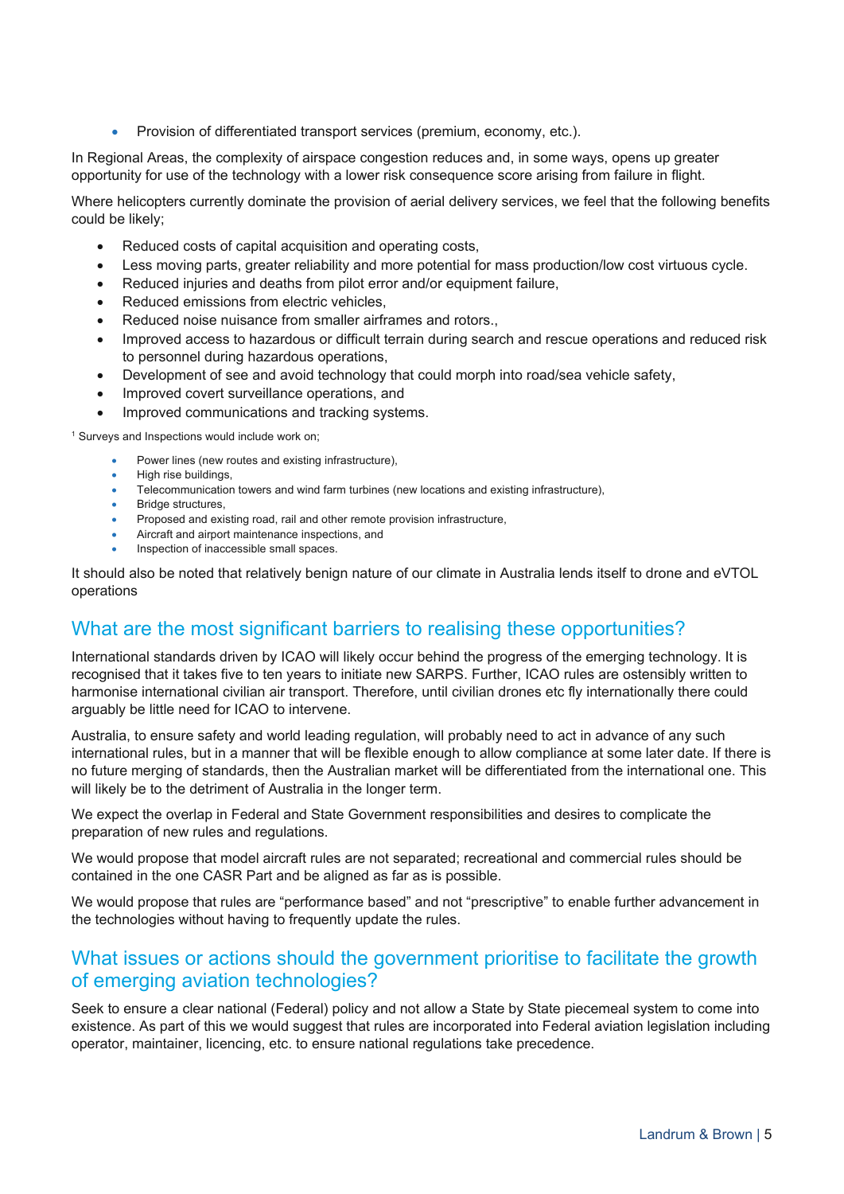- Provision of differentiated transport services (premium, economy, etc.).

In Regional Areas, the complexity of airspace congestion reduces and, in some ways, opens up greater opportunity for use of the technology with a lower risk consequence score arising from failure in flight.

Where helicopters currently dominate the provision of aerial delivery services, we feel that the following benefits could be likely;

- Reduced costs of capital acquisition and operating costs,
- Less moving parts, greater reliability and more potential for mass production/low cost virtuous cycle.
- Reduced injuries and deaths from pilot error and/or equipment failure,
- Reduced emissions from electric vehicles,
- Reduced noise nuisance from smaller airframes and rotors.,
- Improved access to hazardous or difficult terrain during search and rescue operations and reduced risk to personnel during hazardous operations,
- Development of see and avoid technology that could morph into road/sea vehicle safety,
- Improved covert surveillance operations, and
- Improved communications and tracking systems.

[1] Surveys and Inspections would include work on;

- Power lines (new routes and existing infrastructure),
- High rise buildings,
- Telecommunication towers and wind farm turbines (new locations and existing infrastructure),
- Bridge structures,
- Proposed and existing road, rail and other remote provision infrastructure,
- Aircraft and airport maintenance inspections, and
- Inspection of inaccessible small spaces.

It should also be noted that relatively benign nature of our climate in Australia lends itself to drone and eVTOL operations

## What are the most significant barriers to realising these opportunities?

International standards driven by ICAO will likely occur behind the progress of the emerging technology. It is recognised that it takes five to ten years to initiate new SARPS. Further, ICAO rules are ostensibly written to harmonise international civilian air transport. Therefore, until civilian drones etc fly internationally there could arguably be little need for ICAO to intervene.

Australia, to ensure safety and world leading regulation, will probably need to act in advance of any such international rules, but in a manner that will be flexible enough to allow compliance at some later date. If there is no future merging of standards, then the Australian market will be differentiated from the international one. This will likely be to the detriment of Australia in the longer term.

We expect the overlap in Federal and State Government responsibilities and desires to complicate the preparation of new rules and regulations.

We would propose that model aircraft rules are not separated; recreational and commercial rules should be contained in the one CASR Part and be aligned as far as is possible.

We would propose that rules are "performance based" and not "prescriptive" to enable further advancement in the technologies without having to frequently update the rules.

## What issues or actions should the government prioritise to facilitate the growth of emerging aviation technologies?

Seek to ensure a clear national (Federal) policy and not allow a State by State piecemeal system to come into existence. As part of this we would suggest that rules are incorporated into Federal aviation legislation including operator, maintainer, licencing, etc. to ensure national regulations take precedence.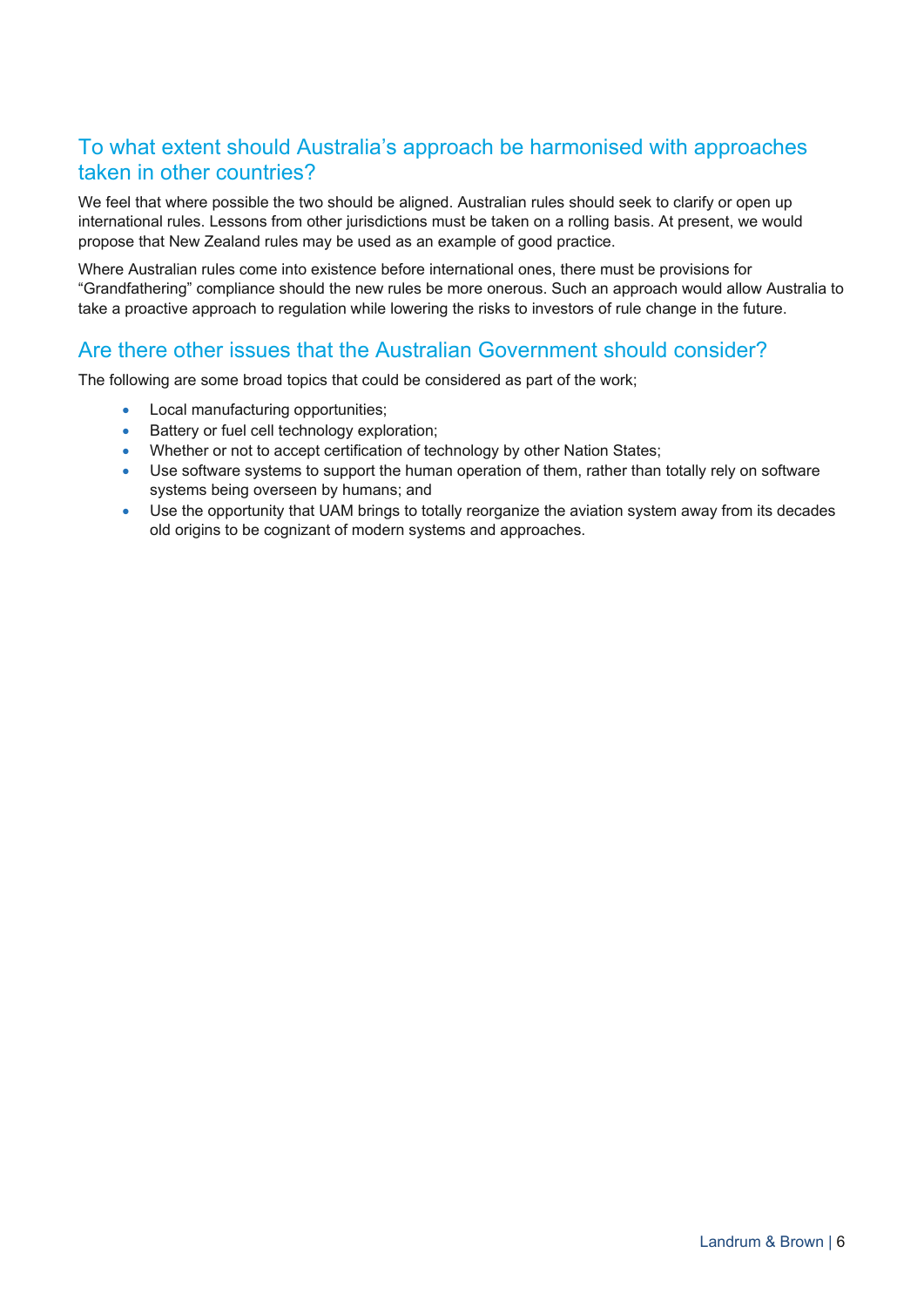## To what extent should Australia's approach be harmonised with approaches taken in other countries?

We feel that where possible the two should be aligned. Australian rules should seek to clarify or open up international rules. Lessons from other jurisdictions must be taken on a rolling basis. At present, we would propose that New Zealand rules may be used as an example of good practice.

Where Australian rules come into existence before international ones, there must be provisions for "Grandfathering" compliance should the new rules be more onerous. Such an approach would allow Australia to take a proactive approach to regulation while lowering the risks to investors of rule change in the future.

## Are there other issues that the Australian Government should consider?

The following are some broad topics that could be considered as part of the work;

- Local manufacturing opportunities;
- Battery or fuel cell technology exploration;
- Whether or not to accept certification of technology by other Nation States;
- Use software systems to support the human operation of them, rather than totally rely on software systems being overseen by humans; and
- Use the opportunity that UAM brings to totally reorganize the aviation system away from its decades old origins to be cognizant of modern systems and approaches.